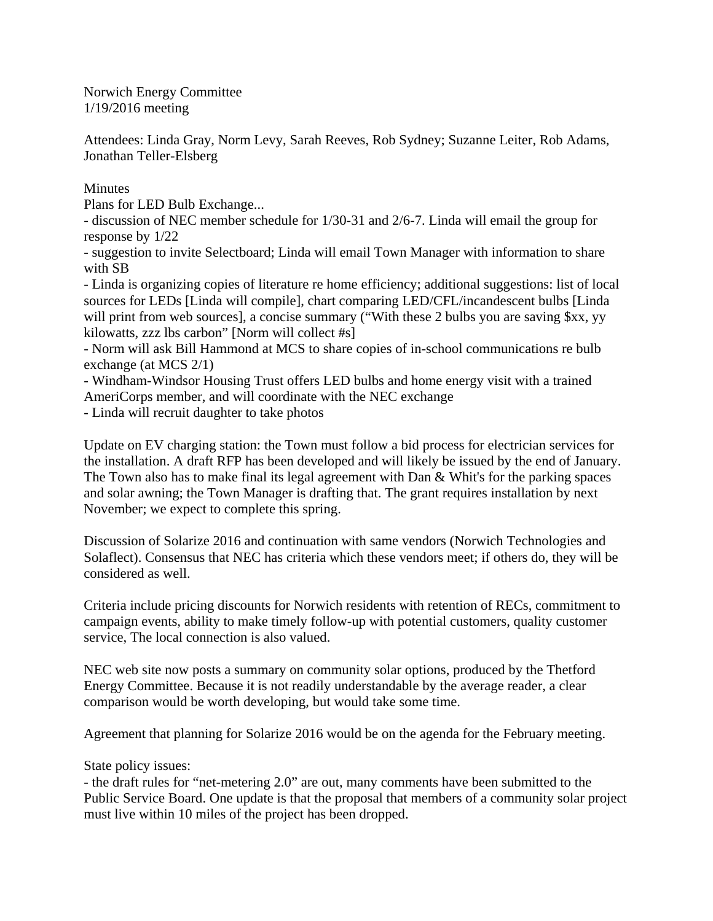Norwich Energy Committee
1/19/2016 meeting

Attendees: Linda Gray, Norm Levy, Sarah Reeves, Rob Sydney; Suzanne Leiter, Rob Adams, Jonathan Teller-Elsberg

Minutes

Plans for LED Bulb Exchange...

- discussion of NEC member schedule for 1/30-31 and 2/6-7. Linda will email the group for response by 1/22
- suggestion to invite Selectboard; Linda will email Town Manager with information to share with SB
- Linda is organizing copies of literature re home efficiency; additional suggestions: list of local sources for LEDs [Linda will compile], chart comparing LED/CFL/incandescent bulbs [Linda will print from web sources], a concise summary ("With these 2 bulbs you are saving $xx, yy kilowatts, zzz lbs carbon" [Norm will collect #s]
- Norm will ask Bill Hammond at MCS to share copies of in-school communications re bulb exchange (at MCS 2/1)
- Windham-Windsor Housing Trust offers LED bulbs and home energy visit with a trained AmeriCorps member, and will coordinate with the NEC exchange
- Linda will recruit daughter to take photos

Update on EV charging station: the Town must follow a bid process for electrician services for the installation. A draft RFP has been developed and will likely be issued by the end of January. The Town also has to make final its legal agreement with Dan & Whit's for the parking spaces and solar awning; the Town Manager is drafting that. The grant requires installation by next November; we expect to complete this spring.

Discussion of Solarize 2016 and continuation with same vendors (Norwich Technologies and Solaflect). Consensus that NEC has criteria which these vendors meet; if others do, they will be considered as well.

Criteria include pricing discounts for Norwich residents with retention of RECs, commitment to campaign events, ability to make timely follow-up with potential customers, quality customer service, The local connection is also valued.

NEC web site now posts a summary on community solar options, produced by the Thetford Energy Committee. Because it is not readily understandable by the average reader, a clear comparison would be worth developing, but would take some time.

Agreement that planning for Solarize 2016 would be on the agenda for the February meeting.

State policy issues:

- the draft rules for "net-metering 2.0" are out, many comments have been submitted to the Public Service Board. One update is that the proposal that members of a community solar project must live within 10 miles of the project has been dropped.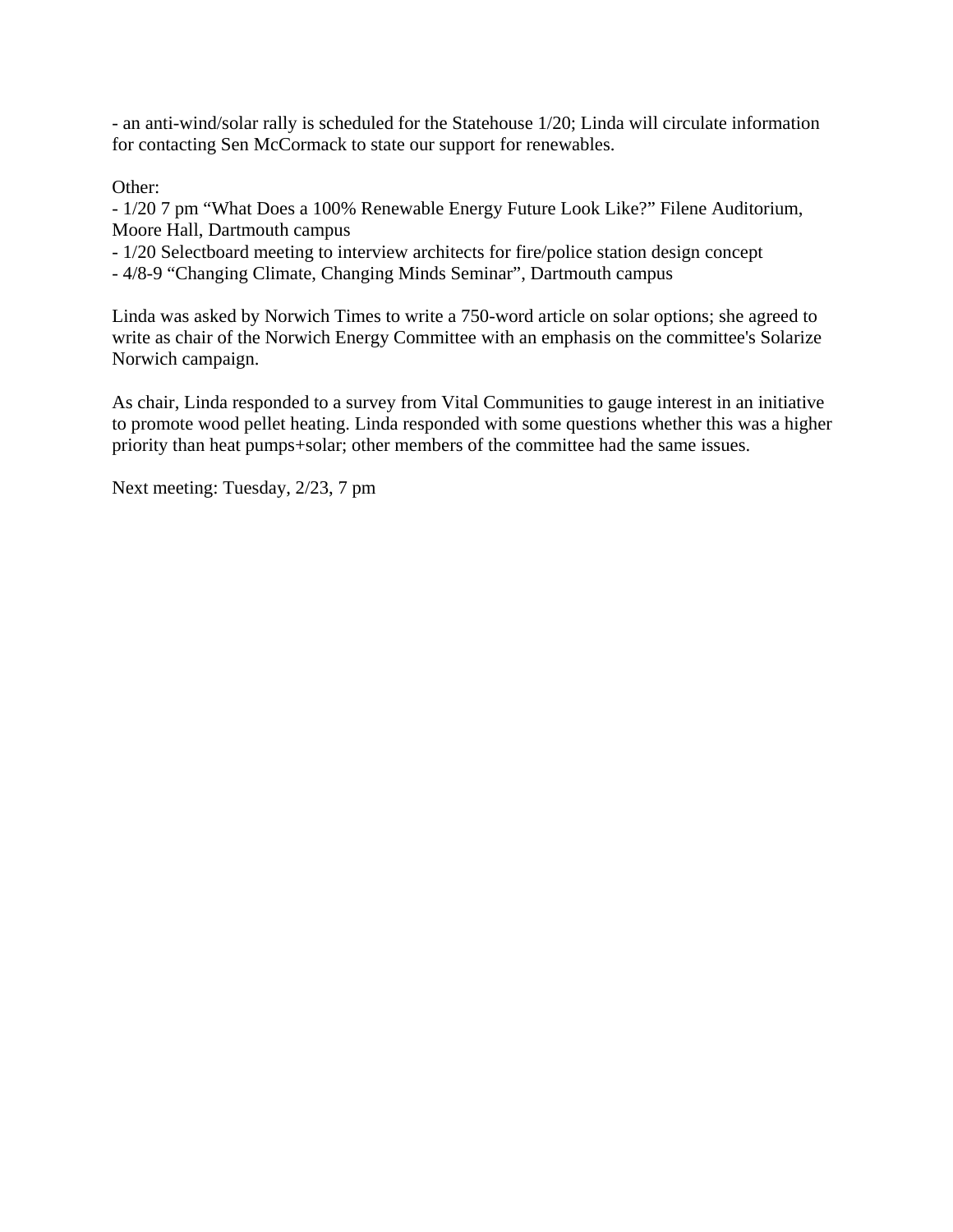- an anti-wind/solar rally is scheduled for the Statehouse 1/20; Linda will circulate information for contacting Sen McCormack to state our support for renewables.

Other:
- 1/20 7 pm "What Does a 100% Renewable Energy Future Look Like?" Filene Auditorium, Moore Hall, Dartmouth campus
- 1/20 Selectboard meeting to interview architects for fire/police station design concept
- 4/8-9 "Changing Climate, Changing Minds Seminar", Dartmouth campus

Linda was asked by Norwich Times to write a 750-word article on solar options; she agreed to write as chair of the Norwich Energy Committee with an emphasis on the committee's Solarize Norwich campaign.

As chair, Linda responded to a survey from Vital Communities to gauge interest in an initiative to promote wood pellet heating. Linda responded with some questions whether this was a higher priority than heat pumps+solar; other members of the committee had the same issues.

Next meeting: Tuesday, 2/23, 7 pm